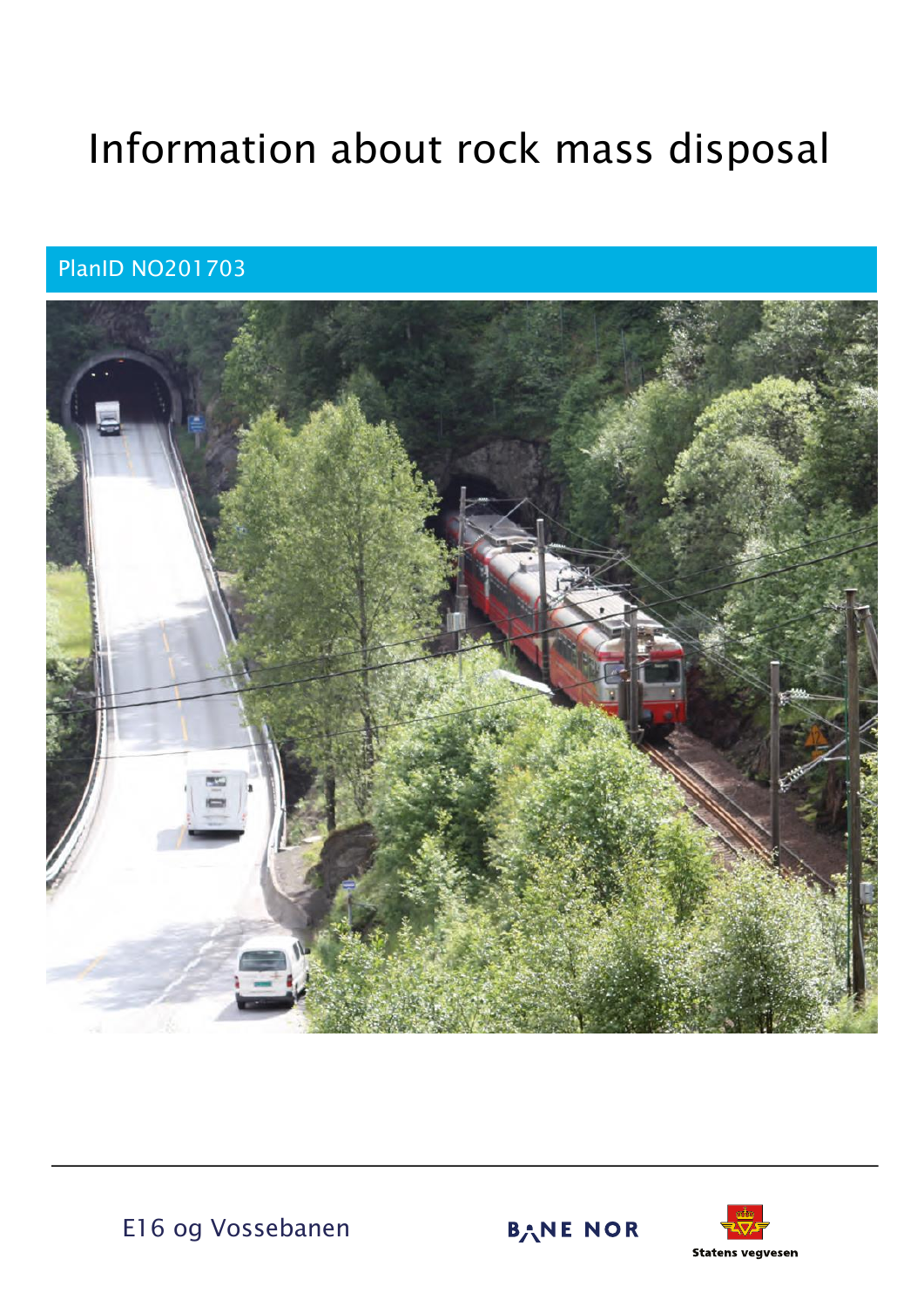# Information about rock mass disposal

PlanID NO201703

E16 og Vossebanen

BANE NOR

Statens vegvesen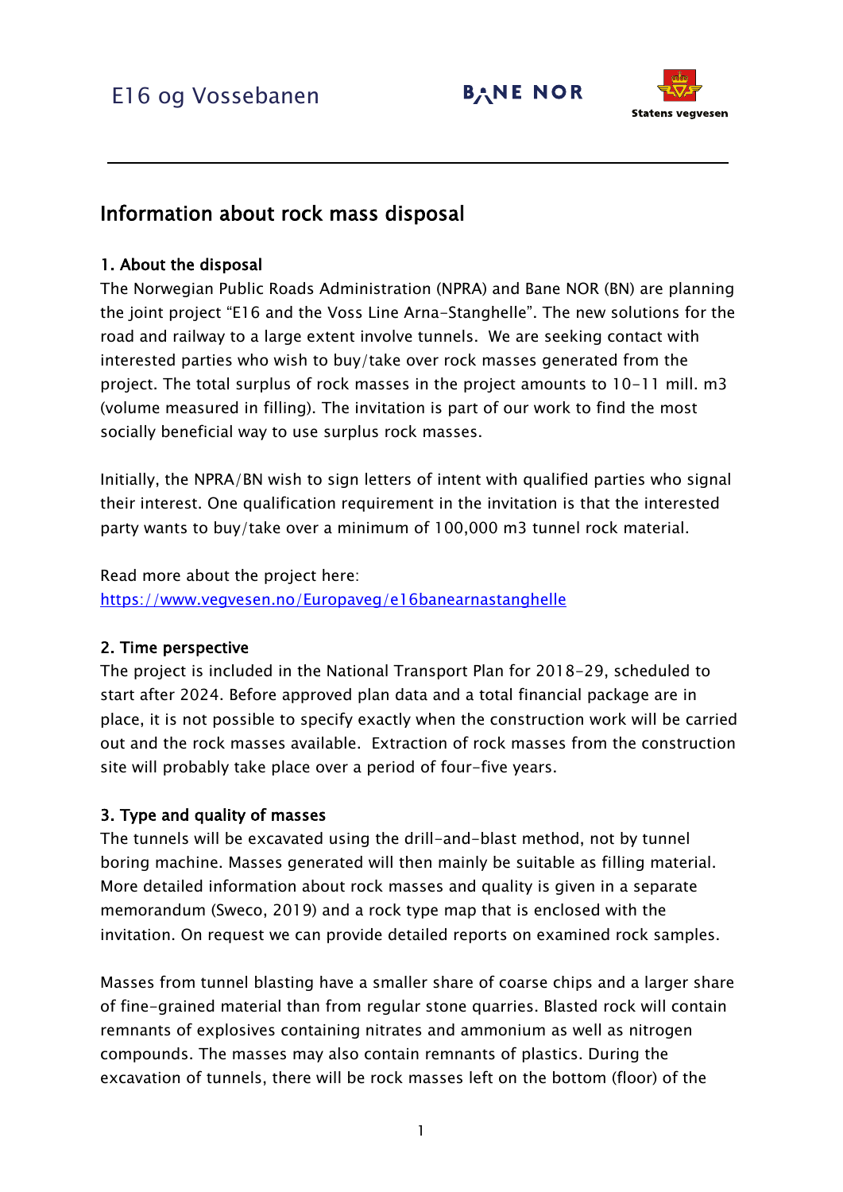# Information about rock mass disposal

## 1. About the disposal

The Norwegian Public Roads Administration (NPRA) and Bane NOR (BN) are planning the joint project "E16 and the Voss Line Arna-Stanghelle". The new solutions for the road and railway to a large extent involve tunnels. We are seeking contact with interested parties who wish to buy/take over rock masses generated from the project. The total surplus of rock masses in the project amounts to 10-11 mill. m3 (volume measured in filling). The invitation is part of our work to find the most socially beneficial way to use surplus rock masses.

Initially, the NPRA/BN wish to sign letters of intent with qualified parties who signal their interest. One qualification requirement in the invitation is that the interested party wants to buy/take over a minimum of 100,000 m3 tunnel rock material.

Read more about the project here:
[https://www.vegvesen.no/Europaveg/e16banearnastanghelle](https://www.vegvesen.no/Europaveg/e16banearnastanghelle)

## 2. Time perspective

The project is included in the National Transport Plan for 2018-29, scheduled to start after 2024. Before approved plan data and a total financial package are in place, it is not possible to specify exactly when the construction work will be carried out and the rock masses available. Extraction of rock masses from the construction site will probably take place over a period of four-five years.

## 3. Type and quality of masses

The tunnels will be excavated using the drill-and-blast method, not by tunnel boring machine. Masses generated will then mainly be suitable as filling material. More detailed information about rock masses and quality is given in a separate memorandum (Sweco, 2019) and a rock type map that is enclosed with the invitation. On request we can provide detailed reports on examined rock samples.

Masses from tunnel blasting have a smaller share of coarse chips and a larger share of fine-grained material than from regular stone quarries. Blasted rock will contain remnants of explosives containing nitrates and ammonium as well as nitrogen compounds. The masses may also contain remnants of plastics. During the excavation of tunnels, there will be rock masses left on the bottom (floor) of the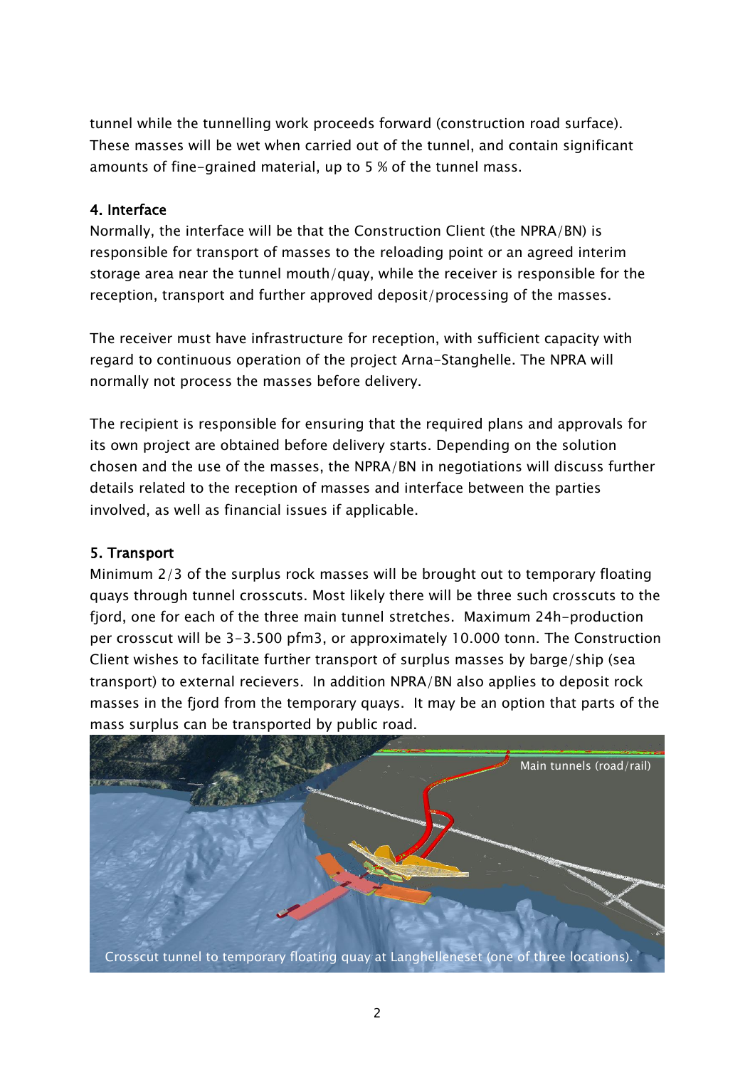tunnel while the tunnelling work proceeds forward (construction road surface). These masses will be wet when carried out of the tunnel, and contain significant amounts of fine-grained material, up to 5 % of the tunnel mass.

## 4. Interface

Normally, the interface will be that the Construction Client (the NPRA/BN) is responsible for transport of masses to the reloading point or an agreed interim storage area near the tunnel mouth/quay, while the receiver is responsible for the reception, transport and further approved deposit/processing of the masses.

The receiver must have infrastructure for reception, with sufficient capacity with regard to continuous operation of the project Arna-Stanghelle. The NPRA will normally not process the masses before delivery.

The recipient is responsible for ensuring that the required plans and approvals for its own project are obtained before delivery starts. Depending on the solution chosen and the use of the masses, the NPRA/BN in negotiations will discuss further details related to the reception of masses and interface between the parties involved, as well as financial issues if applicable.

## 5. Transport

Minimum 2/3 of the surplus rock masses will be brought out to temporary floating quays through tunnel crosscuts. Most likely there will be three such crosscuts to the fjord, one for each of the three main tunnel stretches. Maximum 24h-production per crosscut will be 3-3.500 pfm3, or approximately 10.000 tonn. The Construction Client wishes to facilitate further transport of surplus masses by barge/ship (sea transport) to external recievers. In addition NPRA/BN also applies to deposit rock masses in the fjord from the temporary quays. It may be an option that parts of the mass surplus can be transported by public road.

Main tunnels (road/rail)

Crosscut tunnel to temporary floating quay at Langhelleneset (one of three locations).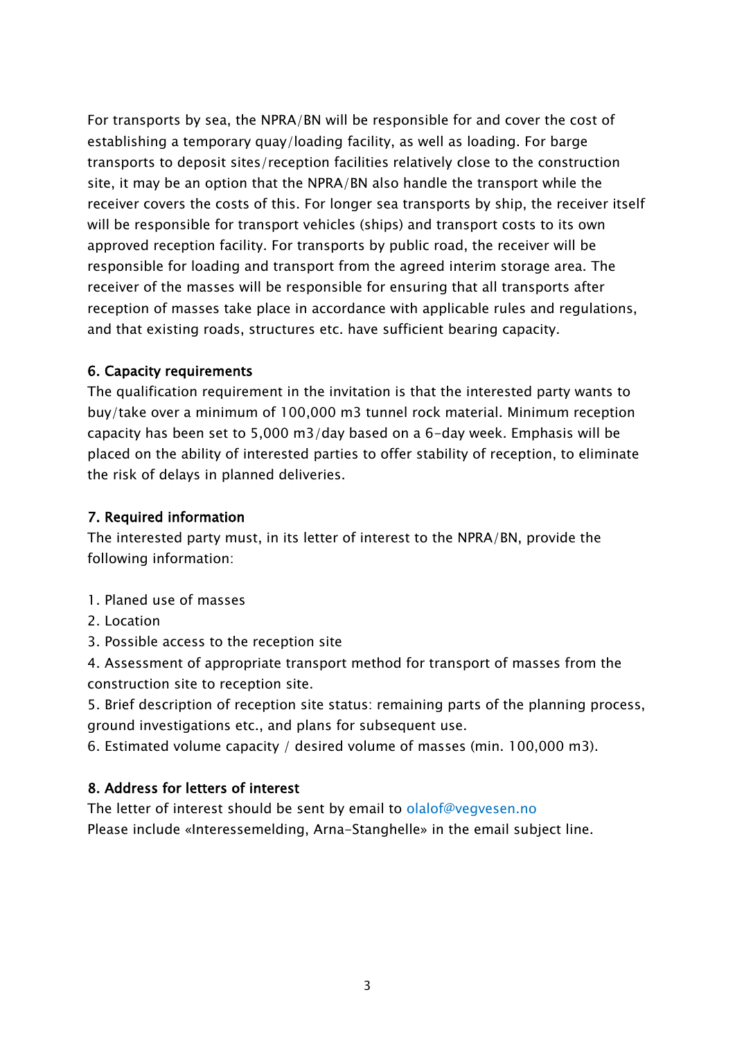For transports by sea, the NPRA/BN will be responsible for and cover the cost of establishing a temporary quay/loading facility, as well as loading. For barge transports to deposit sites/reception facilities relatively close to the construction site, it may be an option that the NPRA/BN also handle the transport while the receiver covers the costs of this. For longer sea transports by ship, the receiver itself will be responsible for transport vehicles (ships) and transport costs to its own approved reception facility. For transports by public road, the receiver will be responsible for loading and transport from the agreed interim storage area. The receiver of the masses will be responsible for ensuring that all transports after reception of masses take place in accordance with applicable rules and regulations, and that existing roads, structures etc. have sufficient bearing capacity.

## 6. Capacity requirements

The qualification requirement in the invitation is that the interested party wants to buy/take over a minimum of 100,000 m3 tunnel rock material. Minimum reception capacity has been set to 5,000 m3/day based on a 6-day week. Emphasis will be placed on the ability of interested parties to offer stability of reception, to eliminate the risk of delays in planned deliveries.

## 7. Required information

The interested party must, in its letter of interest to the NPRA/BN, provide the following information:

1. Planed use of masses
2. Location
3. Possible access to the reception site
4. Assessment of appropriate transport method for transport of masses from the construction site to reception site.
5. Brief description of reception site status: remaining parts of the planning process, ground investigations etc., and plans for subsequent use.
6. Estimated volume capacity / desired volume of masses (min. 100,000 m3).

## 8. Address for letters of interest

The letter of interest should be sent by email to olalof@vegvesen.no
Please include «Interessemelding, Arna-Stanghelle» in the email subject line.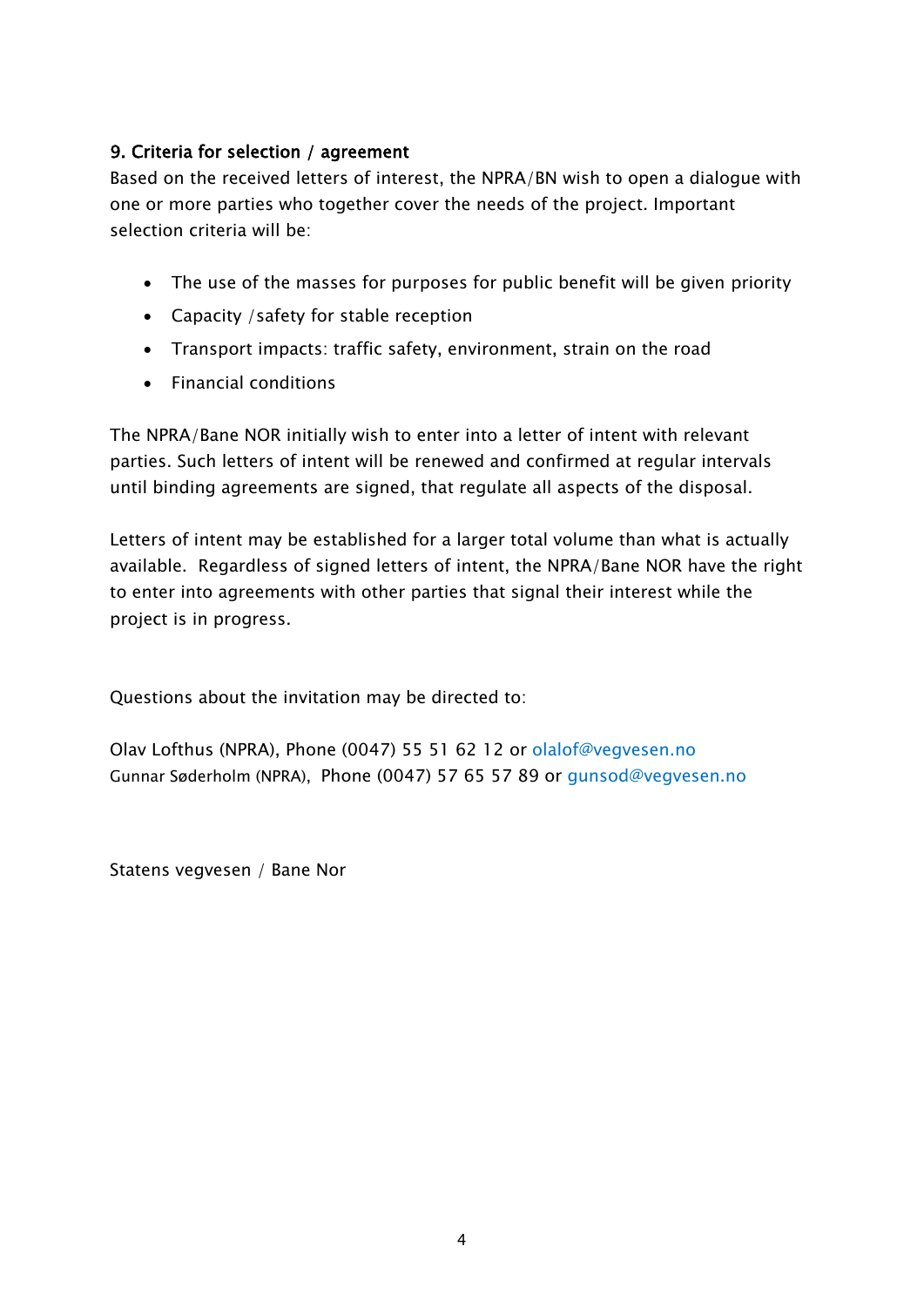### 9. Criteria for selection / agreement

Based on the received letters of interest, the NPRA/BN wish to open a dialogue with one or more parties who together cover the needs of the project. Important selection criteria will be:

- The use of the masses for purposes for public benefit will be given priority
- Capacity /safety for stable reception
- Transport impacts: traffic safety, environment, strain on the road
- Financial conditions

The NPRA/Bane NOR initially wish to enter into a letter of intent with relevant parties. Such letters of intent will be renewed and confirmed at regular intervals until binding agreements are signed, that regulate all aspects of the disposal.

Letters of intent may be established for a larger total volume than what is actually available. Regardless of signed letters of intent, the NPRA/Bane NOR have the right to enter into agreements with other parties that signal their interest while the project is in progress.

Questions about the invitation may be directed to:

Olav Lofthus (NPRA), Phone (0047) 55 51 62 12 or olalof@vegvesen.no
Gunnar Søderholm (NPRA), Phone (0047) 57 65 57 89 or gunsod@vegvesen.no

Statens vegvesen / Bane Nor